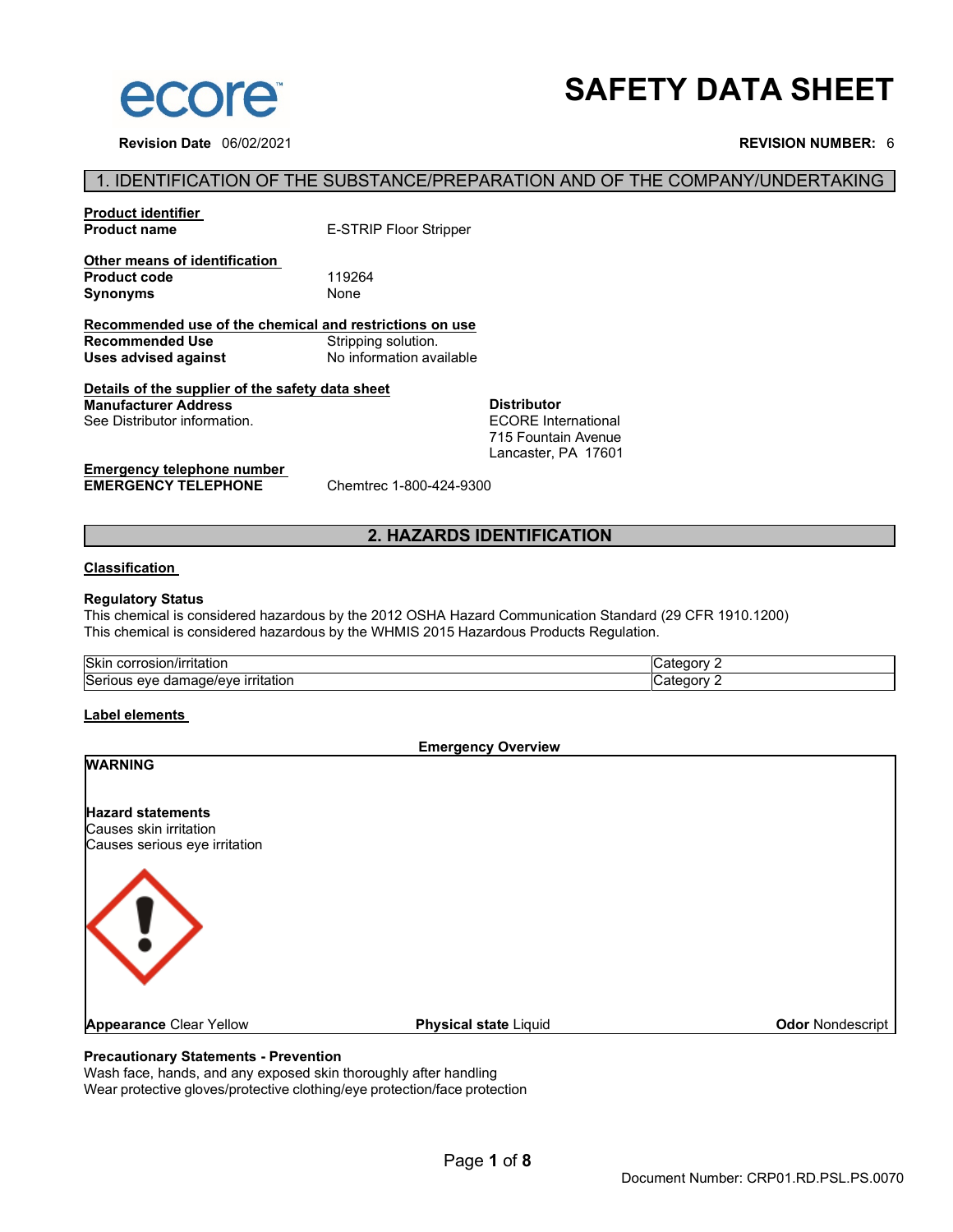# SAFETY DATA SHEET

**Revision Date** 06/02/2021

**REVISION NUMBER:** 6

## 1. IDENTIFICATION OF THE SUBSTANCE/PREPARATION AND OF THE COMPANY/UNDERTAKING

**Product identifier**

**Product name** E-STRIP Floor Stripper

**Other means of identification**

**Product code** 119264

**Synonyms** None

**Recommended use of the chemical and restrictions on use**

**Recommended Use** Stripping solution.

**Uses advised against** No information available

**Details of the supplier of the safety data sheet**

**Manufacturer Address**
See Distributor information.

**Distributor**
ECORE International
715 Fountain Avenue
Lancaster, PA 17601

**Emergency telephone number**

**EMERGENCY TELEPHONE** Chemtrec 1-800-424-9300

## 2. HAZARDS IDENTIFICATION

**Classification**

**Regulatory Status**
This chemical is considered hazardous by the 2012 OSHA Hazard Communication Standard (29 CFR 1910.1200)
This chemical is considered hazardous by the WHMIS 2015 Hazardous Products Regulation.

| | |
|---|---|
| Skin corrosion/irritation | Category 2 |
| Serious eye damage/eye irritation | Category 2 |

**Label elements**

**Emergency Overview**

**WARNING**

**Hazard statements**
Causes skin irritation
Causes serious eye irritation

**Appearance** Clear Yellow **Physical state** Liquid **Odor** Nondescript

**Precautionary Statements - Prevention**
Wash face, hands, and any exposed skin thoroughly after handling
Wear protective gloves/protective clothing/eye protection/face protection

Document Number: CRP01.RD.PSL.PS.0070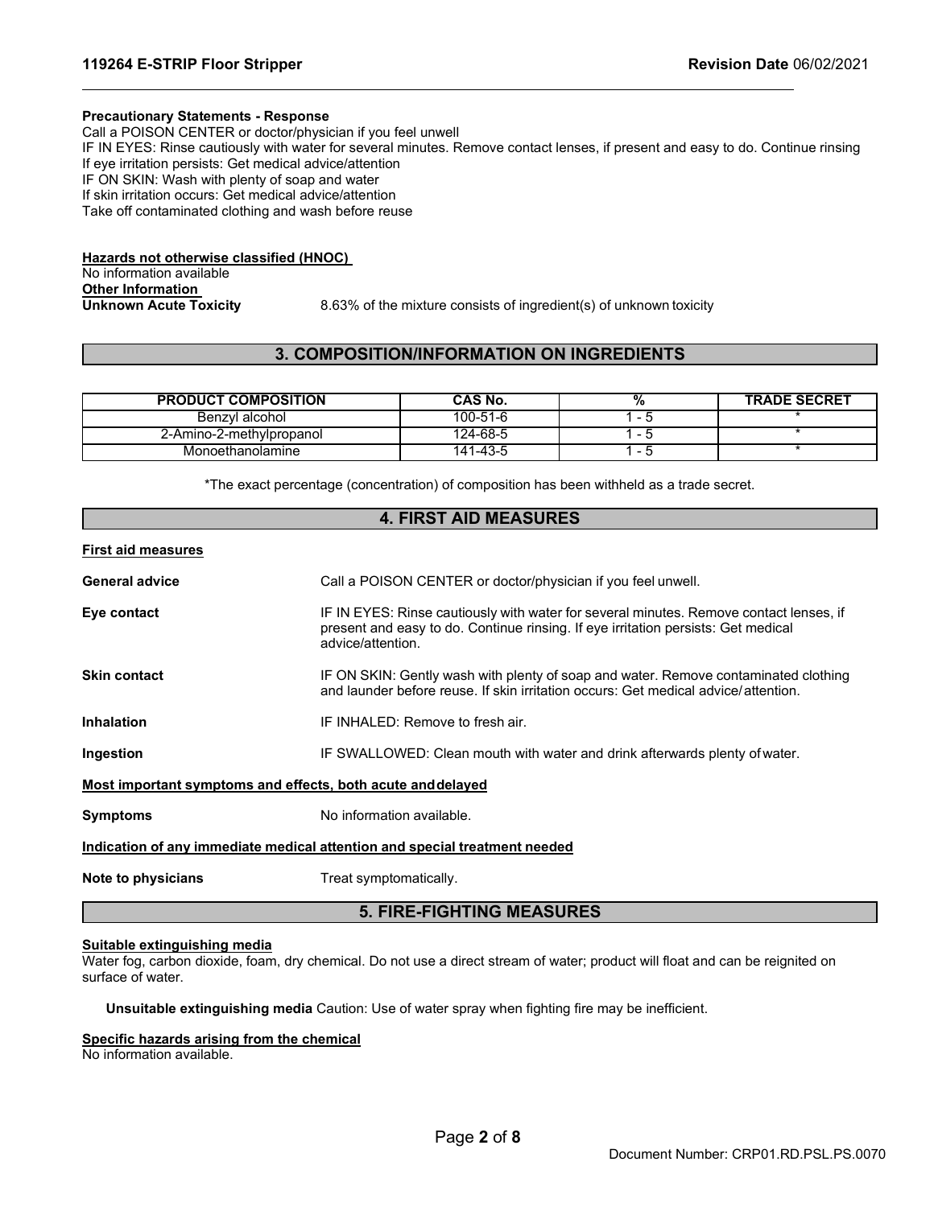**Precautionary Statements - Response**
Call a POISON CENTER or doctor/physician if you feel unwell
IF IN EYES: Rinse cautiously with water for several minutes. Remove contact lenses, if present and easy to do. Continue rinsing
If eye irritation persists: Get medical advice/attention
IF ON SKIN: Wash with plenty of soap and water
If skin irritation occurs: Get medical advice/attention
Take off contaminated clothing and wash before reuse

**Hazards not otherwise classified (HNOC)**
No information available
**Other Information**
**Unknown Acute Toxicity** 8.63% of the mixture consists of ingredient(s) of unknown toxicity

## 3. COMPOSITION/INFORMATION ON INGREDIENTS

| PRODUCT COMPOSITION | CAS No. | % | TRADE SECRET |
|---|---|---|---|
| Benzyl alcohol | 100-51-6 | 1 - 5 | * |
| 2-Amino-2-methylpropanol | 124-68-5 | 1 - 5 | * |
| Monoethanolamine | 141-43-5 | 1 - 5 | * |

*The exact percentage (concentration) of composition has been withheld as a trade secret.

## 4. FIRST AID MEASURES

**First aid measures**

**General advice** Call a POISON CENTER or doctor/physician if you feel unwell.

**Eye contact** IF IN EYES: Rinse cautiously with water for several minutes. Remove contact lenses, if present and easy to do. Continue rinsing. If eye irritation persists: Get medical advice/attention.

**Skin contact** IF ON SKIN: Gently wash with plenty of soap and water. Remove contaminated clothing and launder before reuse. If skin irritation occurs: Get medical advice/attention.

**Inhalation** IF INHALED: Remove to fresh air.

**Ingestion** IF SWALLOWED: Clean mouth with water and drink afterwards plenty of water.

**Most important symptoms and effects, both acute and delayed**

**Symptoms** No information available.

**Indication of any immediate medical attention and special treatment needed**

**Note to physicians** Treat symptomatically.

## 5. FIRE-FIGHTING MEASURES

**Suitable extinguishing media**
Water fog, carbon dioxide, foam, dry chemical. Do not use a direct stream of water; product will float and can be reignited on surface of water.

**Unsuitable extinguishing media** Caution: Use of water spray when fighting fire may be inefficient.

**Specific hazards arising from the chemical**
No information available.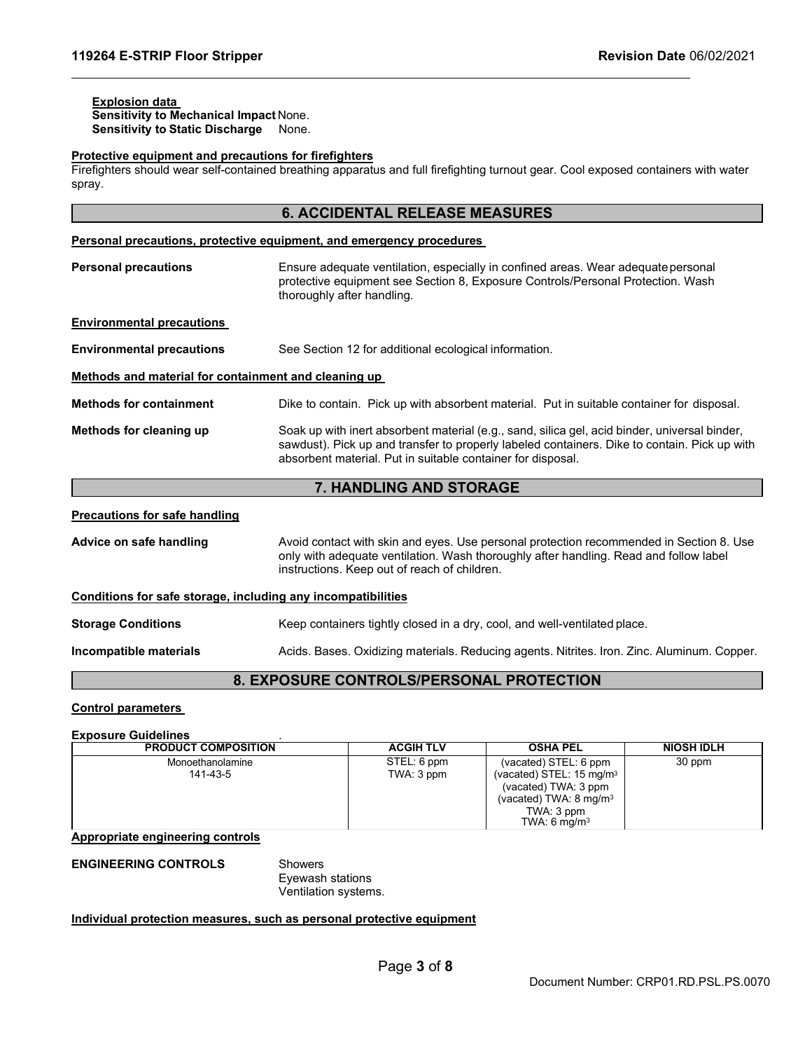**Explosion data**
**Sensitivity to Mechanical Impact** None.
**Sensitivity to Static Discharge** None.

**Protective equipment and precautions for firefighters**
Firefighters should wear self-contained breathing apparatus and full firefighting turnout gear. Cool exposed containers with water spray.

## 6. ACCIDENTAL RELEASE MEASURES

**Personal precautions, protective equipment, and emergency procedures**

**Personal precautions** Ensure adequate ventilation, especially in confined areas. Wear adequate personal protective equipment see Section 8, Exposure Controls/Personal Protection. Wash thoroughly after handling.

**Environmental precautions**

**Environmental precautions** See Section 12 for additional ecological information.

**Methods and material for containment and cleaning up**

**Methods for containment** Dike to contain. Pick up with absorbent material. Put in suitable container for disposal.

**Methods for cleaning up** Soak up with inert absorbent material (e.g., sand, silica gel, acid binder, universal binder, sawdust). Pick up and transfer to properly labeled containers. Dike to contain. Pick up with absorbent material. Put in suitable container for disposal.

## 7. HANDLING AND STORAGE

**Precautions for safe handling**

**Advice on safe handling** Avoid contact with skin and eyes. Use personal protection recommended in Section 8. Use only with adequate ventilation. Wash thoroughly after handling. Read and follow label instructions. Keep out of reach of children.

**Conditions for safe storage, including any incompatibilities**

**Storage Conditions** Keep containers tightly closed in a dry, cool, and well-ventilated place.

**Incompatible materials** Acids. Bases. Oxidizing materials. Reducing agents. Nitrites. Iron. Zinc. Aluminum. Copper.

## 8. EXPOSURE CONTROLS/PERSONAL PROTECTION

**Control parameters**

**Exposure Guidelines**

| PRODUCT COMPOSITION | ACGIH TLV | OSHA PEL | NIOSH IDLH |
|---|---|---|---|
| Monoethanolamine<br>141-43-5 | STEL: 6 ppm<br>TWA: 3 ppm | (vacated) STEL: 6 ppm<br>(vacated) STEL: 15 mg/m$^3$<br>(vacated) TWA: 3 ppm<br>(vacated) TWA: 8 mg/m$^3$<br>TWA: 3 ppm<br>TWA: 6 mg/m$^3$ | 30 ppm |

**Appropriate engineering controls**

**ENGINEERING CONTROLS** Showers
Eyewash stations
Ventilation systems.

**Individual protection measures, such as personal protective equipment**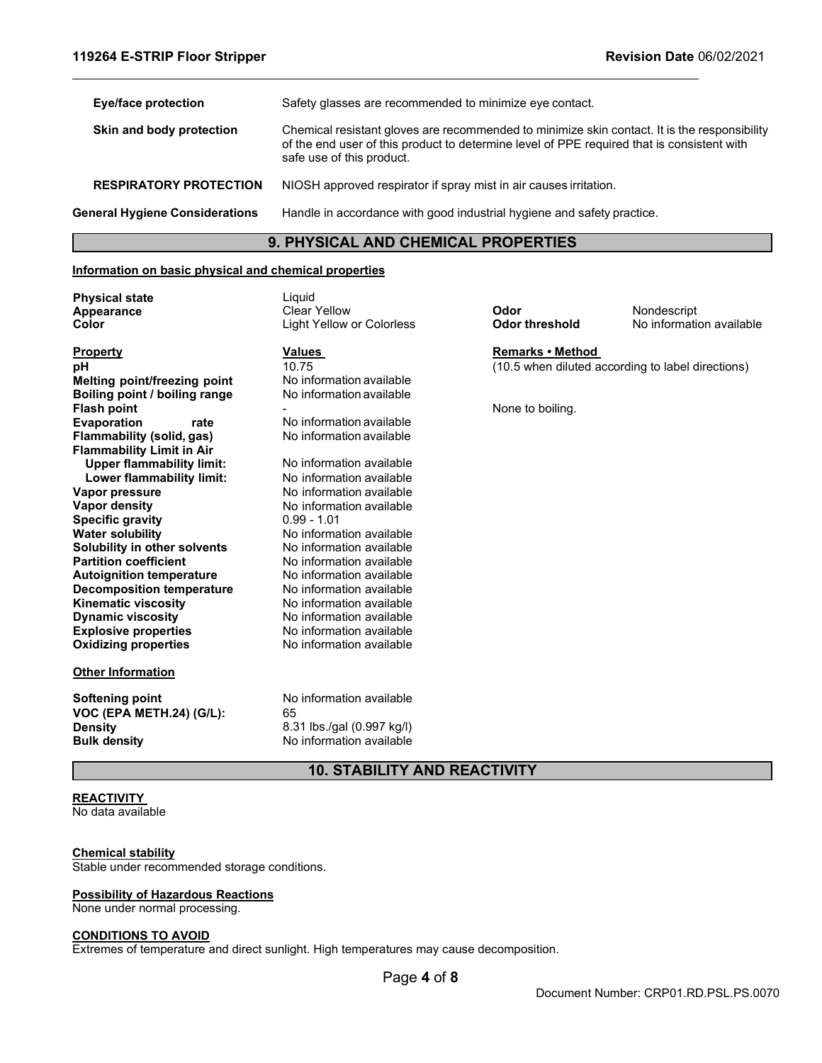| | |
|---|---|
| **Eye/face protection** | Safety glasses are recommended to minimize eye contact. |
| **Skin and body protection** | Chemical resistant gloves are recommended to minimize skin contact. It is the responsibility of the end user of this product to determine level of PPE required that is consistent with safe use of this product. |
| **RESPIRATORY PROTECTION** | NIOSH approved respirator if spray mist in air causes irritation. |
| **General Hygiene Considerations** | Handle in accordance with good industrial hygiene and safety practice. |

## 9. PHYSICAL AND CHEMICAL PROPERTIES

**Information on basic physical and chemical properties**

| | | | |
|---|---|---|---|
| **Physical state** | Liquid | | |
| **Appearance** | Clear Yellow | **Odor** | Nondescript |
| **Color** | Light Yellow or Colorless | **Odor threshold** | No information available |

| **Property** | **Values** | **Remarks • Method** |
|---|---|---|
| **pH** | 10.75 | (10.5 when diluted according to label directions) |
| **Melting point/freezing point** | No information available | |
| **Boiling point / boiling range** | No information available | |
| **Flash point** | - | None to boiling. |
| **Evaporation rate** | No information available | |
| **Flammability (solid, gas)** | No information available | |
| **Flammability Limit in Air** | | |
| **Upper flammability limit:** | No information available | |
| **Lower flammability limit:** | No information available | |
| **Vapor pressure** | No information available | |
| **Vapor density** | No information available | |
| **Specific gravity** | 0.99 - 1.01 | |
| **Water solubility** | No information available | |
| **Solubility in other solvents** | No information available | |
| **Partition coefficient** | No information available | |
| **Autoignition temperature** | No information available | |
| **Decomposition temperature** | No information available | |
| **Kinematic viscosity** | No information available | |
| **Dynamic viscosity** | No information available | |
| **Explosive properties** | No information available | |
| **Oxidizing properties** | No information available | |

**Other Information**

| | |
|---|---|
| **Softening point** | No information available |
| **VOC (EPA METH.24) (G/L):** | 65 |
| **Density** | 8.31 lbs./gal (0.997 kg/l) |
| **Bulk density** | No information available |

## 10. STABILITY AND REACTIVITY

**REACTIVITY**

No data available

**Chemical stability**

Stable under recommended storage conditions.

**Possibility of Hazardous Reactions**

None under normal processing.

**CONDITIONS TO AVOID**

Extremes of temperature and direct sunlight. High temperatures may cause decomposition.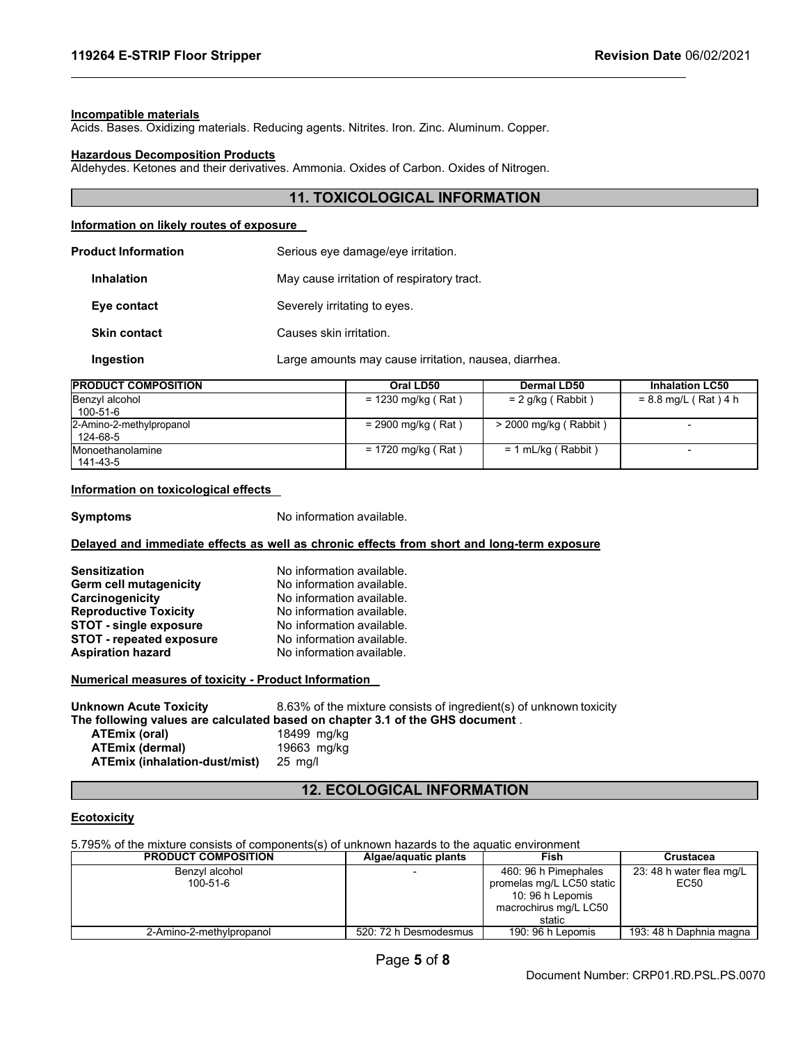**Incompatible materials**

Acids. Bases. Oxidizing materials. Reducing agents. Nitrites. Iron. Zinc. Aluminum. Copper.

**Hazardous Decomposition Products**

Aldehydes. Ketones and their derivatives. Ammonia. Oxides of Carbon. Oxides of Nitrogen.

## 11. TOXICOLOGICAL INFORMATION

**Information on likely routes of exposure**

**Product Information** Serious eye damage/eye irritation.

**Inhalation** May cause irritation of respiratory tract.

**Eye contact** Severely irritating to eyes.

**Skin contact** Causes skin irritation.

**Ingestion** Large amounts may cause irritation, nausea, diarrhea.

| PRODUCT COMPOSITION | Oral LD50 | Dermal LD50 | Inhalation LC50 |
|---|---|---|---|
| Benzyl alcohol<br>100-51-6 | = 1230 mg/kg ( Rat ) | = 2 g/kg ( Rabbit ) | = 8.8 mg/L ( Rat ) 4 h |
| 2-Amino-2-methylpropanol<br>124-68-5 | = 2900 mg/kg ( Rat ) | > 2000 mg/kg ( Rabbit ) | - |
| Monoethanolamine<br>141-43-5 | = 1720 mg/kg ( Rat ) | = 1 mL/kg ( Rabbit ) | - |

**Information on toxicological effects**

**Symptoms** No information available.

**Delayed and immediate effects as well as chronic effects from short and long-term exposure**

**Sensitization** No information available.
**Germ cell mutagenicity** No information available.
**Carcinogenicity** No information available.
**Reproductive Toxicity** No information available.
**STOT - single exposure** No information available.
**STOT - repeated exposure** No information available.
**Aspiration hazard** No information available.

**Numerical measures of toxicity - Product Information**

**Unknown Acute Toxicity** 8.63% of the mixture consists of ingredient(s) of unknown toxicity

**The following values are calculated based on chapter 3.1 of the GHS document** .

**ATEmix (oral)** 18499 mg/kg
**ATEmix (dermal)** 19663 mg/kg
**ATEmix (inhalation-dust/mist)** 25 mg/l

## 12. ECOLOGICAL INFORMATION

**Ecotoxicity**

5.795% of the mixture consists of components(s) of unknown hazards to the aquatic environment

| PRODUCT COMPOSITION | Algae/aquatic plants | Fish | Crustacea |
|---|---|---|---|
| Benzyl alcohol<br>100-51-6 | - | 460: 96 h Pimephales promelas mg/L LC50 static<br>10: 96 h Lepomis macrochirus mg/L LC50 static | 23: 48 h water flea mg/L EC50 |
| 2-Amino-2-methylpropanol | 520: 72 h Desmodesmus | 190: 96 h Lepomis | 193: 48 h Daphnia magna |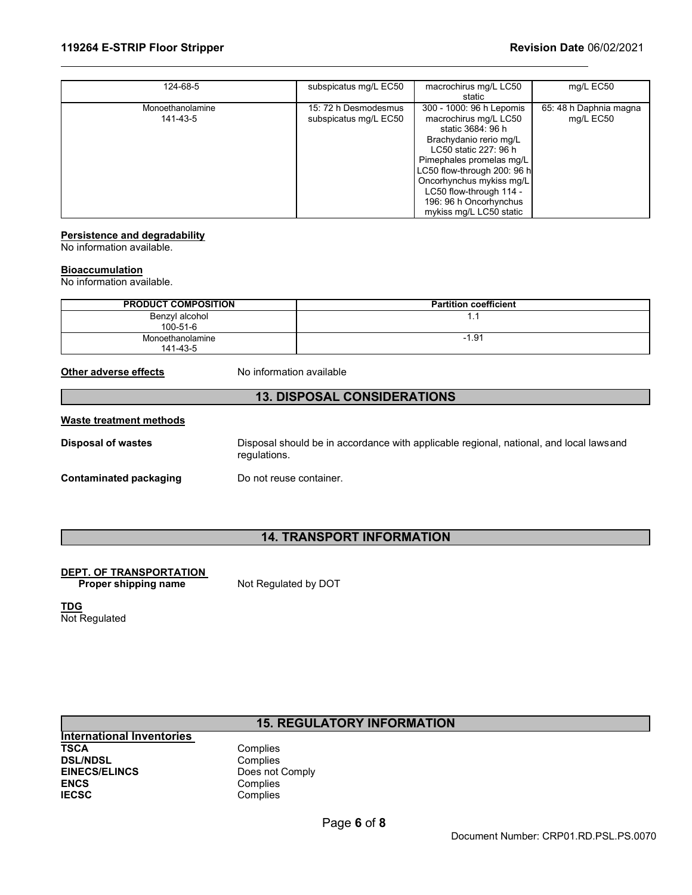| | | | |
|---|---|---|---|
| 124-68-5 | subspicatus mg/L EC50 | macrochirus mg/L LC50 static | mg/L EC50 |
| Monoethanolamine 141-43-5 | 15: 72 h Desmodesmus subspicatus mg/L EC50 | 300 - 1000: 96 h Lepomis macrochirus mg/L LC50 static 3684: 96 h Brachydanio rerio mg/L LC50 static 227: 96 h Pimephales promelas mg/L LC50 flow-through 200: 96 h Oncorhynchus mykiss mg/L LC50 flow-through 114 - 196: 96 h Oncorhynchus mykiss mg/L LC50 static | 65: 48 h Daphnia magna mg/L EC50 |

**Persistence and degradability**

No information available.

**Bioaccumulation**

No information available.

| PRODUCT COMPOSITION | Partition coefficient |
|---|---|
| Benzyl alcohol 100-51-6 | 1.1 |
| Monoethanolamine 141-43-5 | -1.91 |

**Other adverse effects** No information available

## 13. DISPOSAL CONSIDERATIONS

**Waste treatment methods**

**Disposal of wastes** Disposal should be in accordance with applicable regional, national, and local lawsand regulations.

**Contaminated packaging** Do not reuse container.

## 14. TRANSPORT INFORMATION

**DEPT. OF TRANSPORTATION**

**Proper shipping name** Not Regulated by DOT

**TDG**

Not Regulated

## 15. REGULATORY INFORMATION

**International Inventories**

**TSCA** Complies

**DSL/NDSL** Complies

**EINECS/ELINCS** Does not Comply

**ENCS** Complies

**IECSC** Complies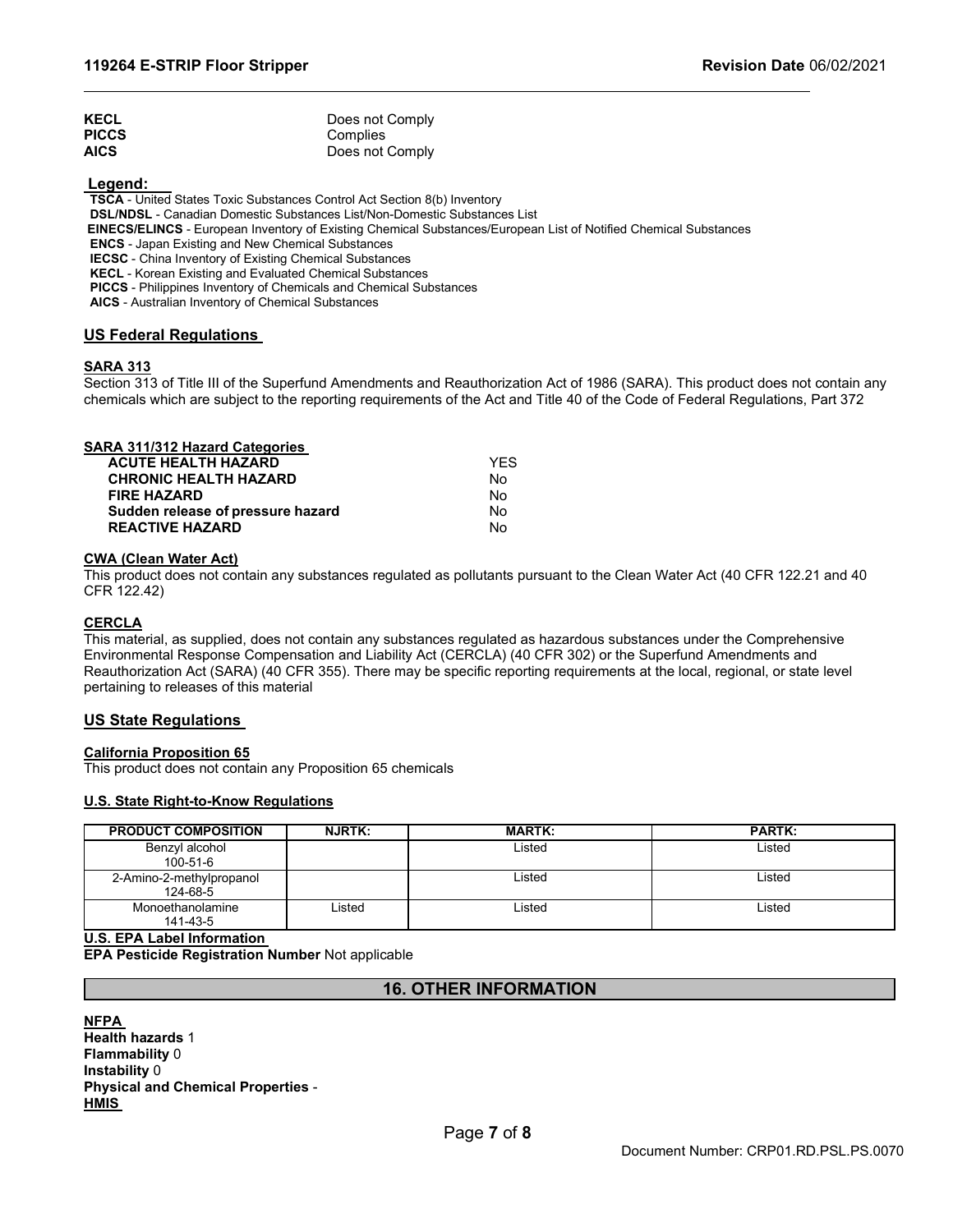| | |
|---|---|
| **KECL** | Does not Comply |
| **PICCS** | Complies |
| **AICS** | Does not Comply |

**Legend:**

**TSCA** - United States Toxic Substances Control Act Section 8(b) Inventory
**DSL/NDSL** - Canadian Domestic Substances List/Non-Domestic Substances List
**EINECS/ELINCS** - European Inventory of Existing Chemical Substances/European List of Notified Chemical Substances
**ENCS** - Japan Existing and New Chemical Substances
**IECSC** - China Inventory of Existing Chemical Substances
**KECL** - Korean Existing and Evaluated Chemical Substances
**PICCS** - Philippines Inventory of Chemicals and Chemical Substances
**AICS** - Australian Inventory of Chemical Substances

## US Federal Regulations

### SARA 313

Section 313 of Title III of the Superfund Amendments and Reauthorization Act of 1986 (SARA). This product does not contain any chemicals which are subject to the reporting requirements of the Act and Title 40 of the Code of Federal Regulations, Part 372

### SARA 311/312 Hazard Categories

| | |
|---|---|
| **ACUTE HEALTH HAZARD** | YES |
| **CHRONIC HEALTH HAZARD** | No |
| **FIRE HAZARD** | No |
| **Sudden release of pressure hazard** | No |
| **REACTIVE HAZARD** | No |

### CWA (Clean Water Act)

This product does not contain any substances regulated as pollutants pursuant to the Clean Water Act (40 CFR 122.21 and 40 CFR 122.42)

### CERCLA

This material, as supplied, does not contain any substances regulated as hazardous substances under the Comprehensive Environmental Response Compensation and Liability Act (CERCLA) (40 CFR 302) or the Superfund Amendments and Reauthorization Act (SARA) (40 CFR 355). There may be specific reporting requirements at the local, regional, or state level pertaining to releases of this material

## US State Regulations

### California Proposition 65

This product does not contain any Proposition 65 chemicals

### U.S. State Right-to-Know Regulations

| PRODUCT COMPOSITION | NJRTK: | MARTK: | PARTK: |
|---|---|---|---|
| Benzyl alcohol 100-51-6 | | Listed | Listed |
| 2-Amino-2-methylpropanol 124-68-5 | | Listed | Listed |
| Monoethanolamine 141-43-5 | Listed | Listed | Listed |

### U.S. EPA Label Information

**EPA Pesticide Registration Number** Not applicable

## 16. OTHER INFORMATION

**NFPA**
**Health hazards** 1
**Flammability** 0
**Instability** 0
**Physical and Chemical Properties** -
**HMIS**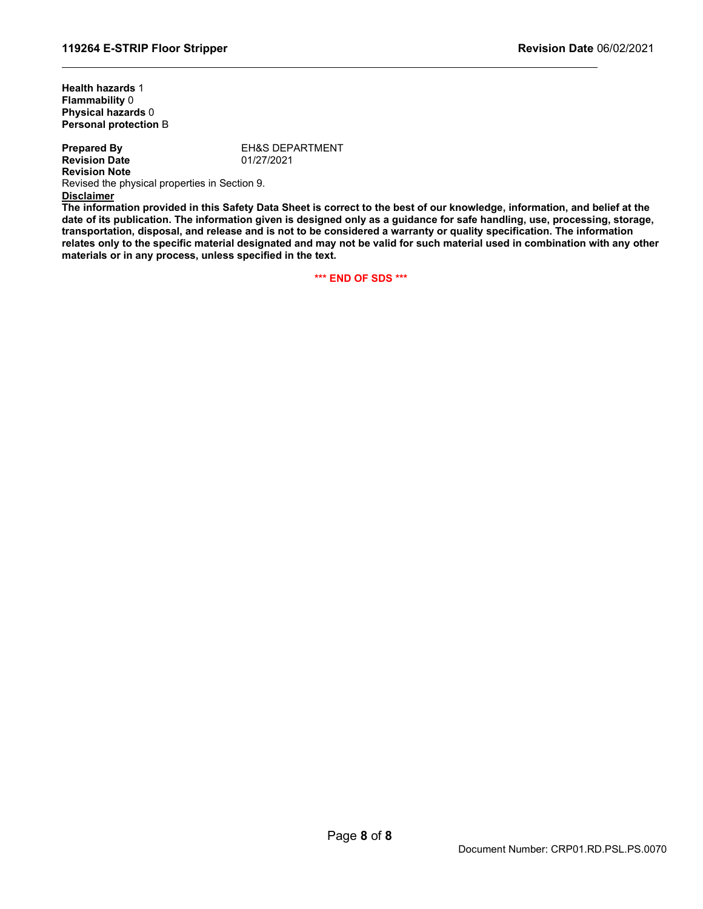**Health hazards** 1
**Flammability** 0
**Physical hazards** 0
**Personal protection** B

**Prepared By** EH&S DEPARTMENT
**Revision Date** 01/27/2021
**Revision Note**
Revised the physical properties in Section 9.

**Disclaimer**

**The information provided in this Safety Data Sheet is correct to the best of our knowledge, information, and belief at the date of its publication. The information given is designed only as a guidance for safe handling, use, processing, storage, transportation, disposal, and release and is not to be considered a warranty or quality specification. The information relates only to the specific material designated and may not be valid for such material used in combination with any other materials or in any process, unless specified in the text.**

**\*\*\* END OF SDS \*\*\***

Document Number: CRP01.RD.PSL.PS.0070